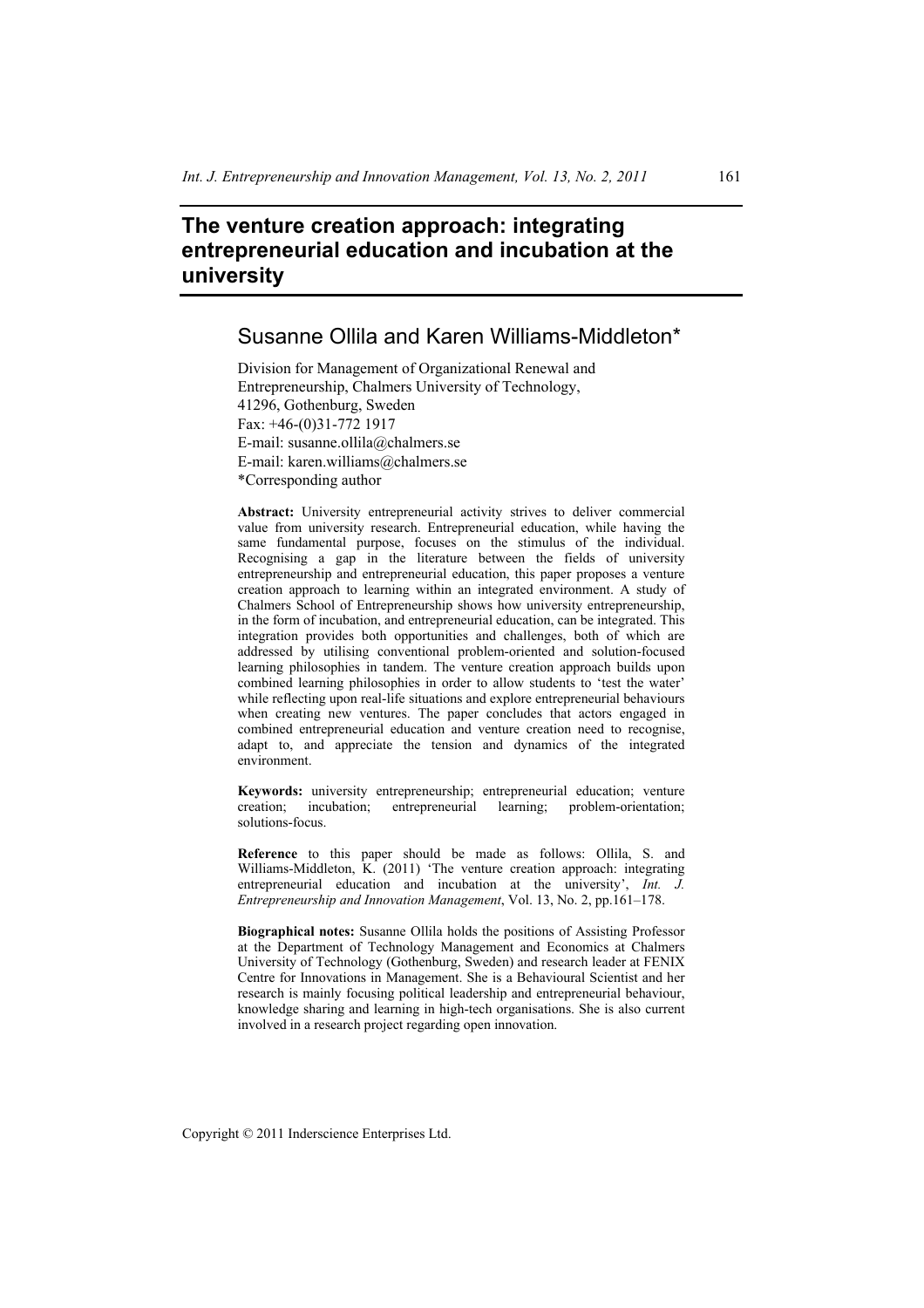# The venture creation approach: integrating entrepreneurial education and incubation at the university

## Susanne Ollila and Karen Williams-Middleton*

Division for Management of Organizational Renewal and Entrepreneurship, Chalmers University of Technology, 41296, Gothenburg, Sweden
Fax: +46-(0)31-772 1917
E-mail: susanne.ollila@chalmers.se
E-mail: karen.williams@chalmers.se
*Corresponding author

**Abstract:** University entrepreneurial activity strives to deliver commercial value from university research. Entrepreneurial education, while having the same fundamental purpose, focuses on the stimulus of the individual. Recognising a gap in the literature between the fields of university entrepreneurship and entrepreneurial education, this paper proposes a venture creation approach to learning within an integrated environment. A study of Chalmers School of Entrepreneurship shows how university entrepreneurship, in the form of incubation, and entrepreneurial education, can be integrated. This integration provides both opportunities and challenges, both of which are addressed by utilising conventional problem-oriented and solution-focused learning philosophies in tandem. The venture creation approach builds upon combined learning philosophies in order to allow students to 'test the water' while reflecting upon real-life situations and explore entrepreneurial behaviours when creating new ventures. The paper concludes that actors engaged in combined entrepreneurial education and venture creation need to recognise, adapt to, and appreciate the tension and dynamics of the integrated environment.

**Keywords:** university entrepreneurship; entrepreneurial education; venture creation; incubation; entrepreneurial learning; problem-orientation; solutions-focus.

**Reference** to this paper should be made as follows: Ollila, S. and Williams-Middleton, K. (2011) 'The venture creation approach: integrating entrepreneurial education and incubation at the university', *Int. J. Entrepreneurship and Innovation Management*, Vol. 13, No. 2, pp.161–178.

**Biographical notes:** Susanne Ollila holds the positions of Assisting Professor at the Department of Technology Management and Economics at Chalmers University of Technology (Gothenburg, Sweden) and research leader at FENIX Centre for Innovations in Management. She is a Behavioural Scientist and her research is mainly focusing political leadership and entrepreneurial behaviour, knowledge sharing and learning in high-tech organisations. She is also current involved in a research project regarding open innovation.

Copyright © 2011 Inderscience Enterprises Ltd.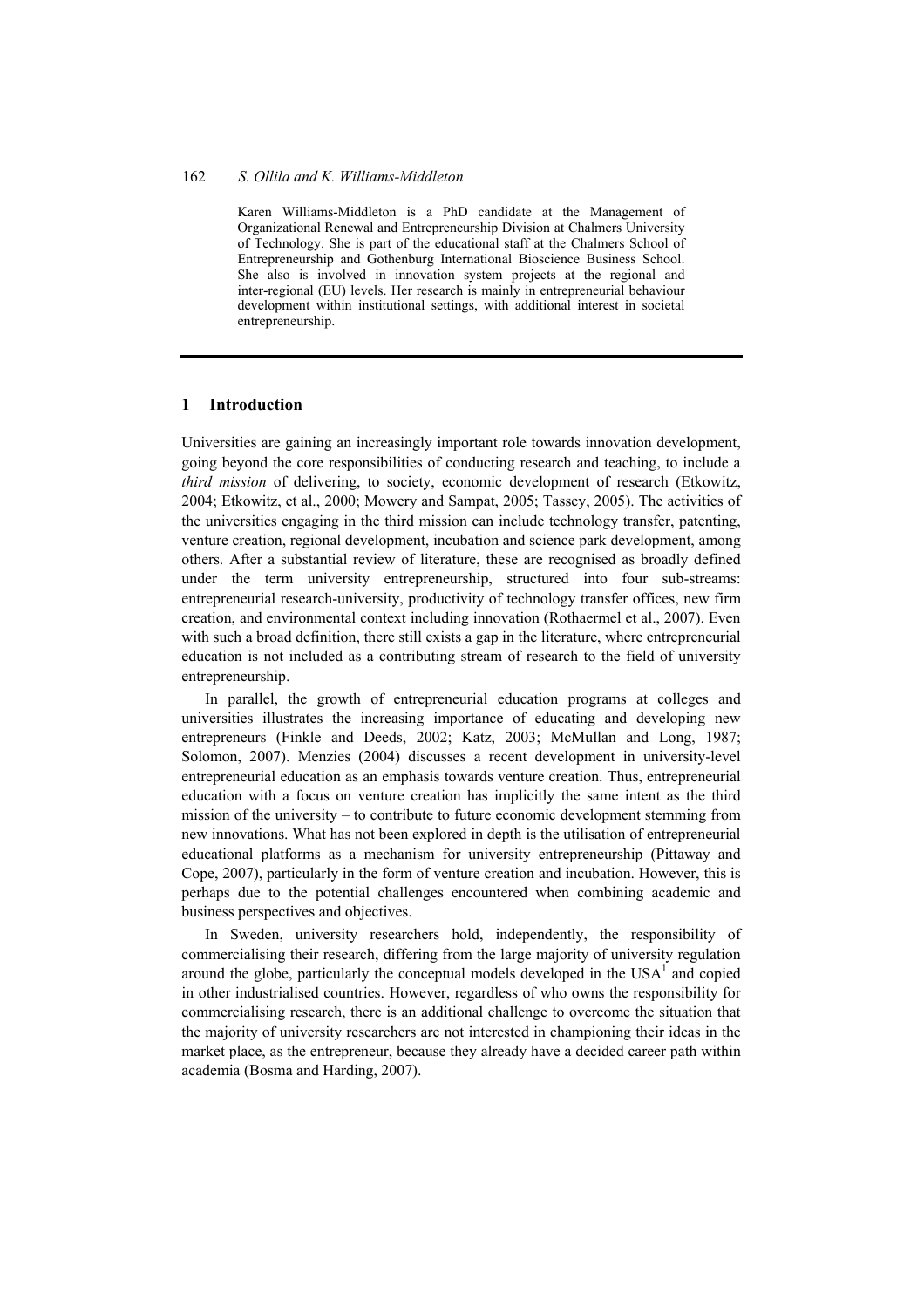Karen Williams-Middleton is a PhD candidate at the Management of Organizational Renewal and Entrepreneurship Division at Chalmers University of Technology. She is part of the educational staff at the Chalmers School of Entrepreneurship and Gothenburg International Bioscience Business School. She also is involved in innovation system projects at the regional and inter-regional (EU) levels. Her research is mainly in entrepreneurial behaviour development within institutional settings, with additional interest in societal entrepreneurship.

## 1 Introduction

Universities are gaining an increasingly important role towards innovation development, going beyond the core responsibilities of conducting research and teaching, to include a *third mission* of delivering, to society, economic development of research (Etkowitz, 2004; Etkowitz, et al., 2000; Mowery and Sampat, 2005; Tassey, 2005). The activities of the universities engaging in the third mission can include technology transfer, patenting, venture creation, regional development, incubation and science park development, among others. After a substantial review of literature, these are recognised as broadly defined under the term university entrepreneurship, structured into four sub-streams: entrepreneurial research-university, productivity of technology transfer offices, new firm creation, and environmental context including innovation (Rothaermel et al., 2007). Even with such a broad definition, there still exists a gap in the literature, where entrepreneurial education is not included as a contributing stream of research to the field of university entrepreneurship.

In parallel, the growth of entrepreneurial education programs at colleges and universities illustrates the increasing importance of educating and developing new entrepreneurs (Finkle and Deeds, 2002; Katz, 2003; McMullan and Long, 1987; Solomon, 2007). Menzies (2004) discusses a recent development in university-level entrepreneurial education as an emphasis towards venture creation. Thus, entrepreneurial education with a focus on venture creation has implicitly the same intent as the third mission of the university – to contribute to future economic development stemming from new innovations. What has not been explored in depth is the utilisation of entrepreneurial educational platforms as a mechanism for university entrepreneurship (Pittaway and Cope, 2007), particularly in the form of venture creation and incubation. However, this is perhaps due to the potential challenges encountered when combining academic and business perspectives and objectives.

In Sweden, university researchers hold, independently, the responsibility of commercialising their research, differing from the large majority of university regulation around the globe, particularly the conceptual models developed in the USA[1] and copied in other industrialised countries. However, regardless of who owns the responsibility for commercialising research, there is an additional challenge to overcome the situation that the majority of university researchers are not interested in championing their ideas in the market place, as the entrepreneur, because they already have a decided career path within academia (Bosma and Harding, 2007).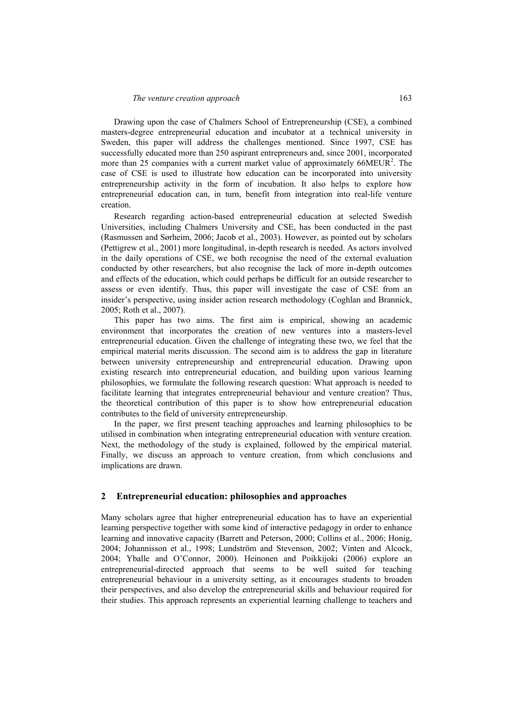Drawing upon the case of Chalmers School of Entrepreneurship (CSE), a combined masters-degree entrepreneurial education and incubator at a technical university in Sweden, this paper will address the challenges mentioned. Since 1997, CSE has successfully educated more than 250 aspirant entrepreneurs and, since 2001, incorporated more than 25 companies with a current market value of approximately 66MEUR[2]. The case of CSE is used to illustrate how education can be incorporated into university entrepreneurship activity in the form of incubation. It also helps to explore how entrepreneurial education can, in turn, benefit from integration into real-life venture creation.

Research regarding action-based entrepreneurial education at selected Swedish Universities, including Chalmers University and CSE, has been conducted in the past (Rasmussen and Sørheim, 2006; Jacob et al., 2003). However, as pointed out by scholars (Pettigrew et al., 2001) more longitudinal, in-depth research is needed. As actors involved in the daily operations of CSE, we both recognise the need of the external evaluation conducted by other researchers, but also recognise the lack of more in-depth outcomes and effects of the education, which could perhaps be difficult for an outside researcher to assess or even identify. Thus, this paper will investigate the case of CSE from an insider's perspective, using insider action research methodology (Coghlan and Brannick, 2005; Roth et al., 2007).

This paper has two aims. The first aim is empirical, showing an academic environment that incorporates the creation of new ventures into a masters-level entrepreneurial education. Given the challenge of integrating these two, we feel that the empirical material merits discussion. The second aim is to address the gap in literature between university entrepreneurship and entrepreneurial education. Drawing upon existing research into entrepreneurial education, and building upon various learning philosophies, we formulate the following research question: What approach is needed to facilitate learning that integrates entrepreneurial behaviour and venture creation? Thus, the theoretical contribution of this paper is to show how entrepreneurial education contributes to the field of university entrepreneurship.

In the paper, we first present teaching approaches and learning philosophies to be utilised in combination when integrating entrepreneurial education with venture creation. Next, the methodology of the study is explained, followed by the empirical material. Finally, we discuss an approach to venture creation, from which conclusions and implications are drawn.

## 2 Entrepreneurial education: philosophies and approaches

Many scholars agree that higher entrepreneurial education has to have an experiential learning perspective together with some kind of interactive pedagogy in order to enhance learning and innovative capacity (Barrett and Peterson, 2000; Collins et al., 2006; Honig, 2004; Johannisson et al., 1998; Lundström and Stevenson, 2002; Vinten and Alcock, 2004; Yballe and O'Connor, 2000). Heinonen and Poikkijoki (2006) explore an entrepreneurial-directed approach that seems to be well suited for teaching entrepreneurial behaviour in a university setting, as it encourages students to broaden their perspectives, and also develop the entrepreneurial skills and behaviour required for their studies. This approach represents an experiential learning challenge to teachers and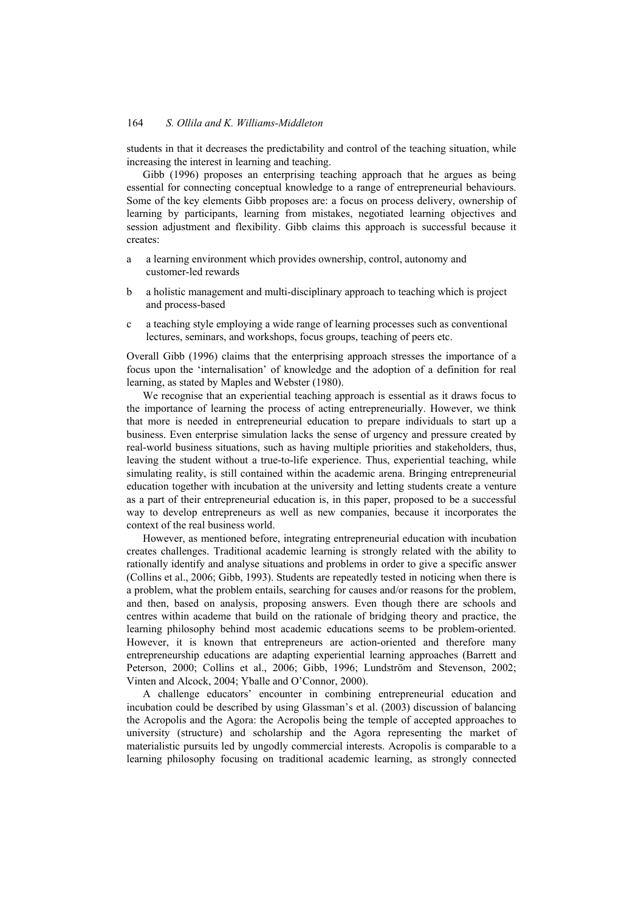students in that it decreases the predictability and control of the teaching situation, while increasing the interest in learning and teaching.

Gibb (1996) proposes an enterprising teaching approach that he argues as being essential for connecting conceptual knowledge to a range of entrepreneurial behaviours. Some of the key elements Gibb proposes are: a focus on process delivery, ownership of learning by participants, learning from mistakes, negotiated learning objectives and session adjustment and flexibility. Gibb claims this approach is successful because it creates:

a a learning environment which provides ownership, control, autonomy and customer-led rewards

b a holistic management and multi-disciplinary approach to teaching which is project and process-based

c a teaching style employing a wide range of learning processes such as conventional lectures, seminars, and workshops, focus groups, teaching of peers etc.

Overall Gibb (1996) claims that the enterprising approach stresses the importance of a focus upon the 'internalisation' of knowledge and the adoption of a definition for real learning, as stated by Maples and Webster (1980).

We recognise that an experiential teaching approach is essential as it draws focus to the importance of learning the process of acting entrepreneurially. However, we think that more is needed in entrepreneurial education to prepare individuals to start up a business. Even enterprise simulation lacks the sense of urgency and pressure created by real-world business situations, such as having multiple priorities and stakeholders, thus, leaving the student without a true-to-life experience. Thus, experiential teaching, while simulating reality, is still contained within the academic arena. Bringing entrepreneurial education together with incubation at the university and letting students create a venture as a part of their entrepreneurial education is, in this paper, proposed to be a successful way to develop entrepreneurs as well as new companies, because it incorporates the context of the real business world.

However, as mentioned before, integrating entrepreneurial education with incubation creates challenges. Traditional academic learning is strongly related with the ability to rationally identify and analyse situations and problems in order to give a specific answer (Collins et al., 2006; Gibb, 1993). Students are repeatedly tested in noticing when there is a problem, what the problem entails, searching for causes and/or reasons for the problem, and then, based on analysis, proposing answers. Even though there are schools and centres within academe that build on the rationale of bridging theory and practice, the learning philosophy behind most academic educations seems to be problem-oriented. However, it is known that entrepreneurs are action-oriented and therefore many entrepreneurship educations are adapting experiential learning approaches (Barrett and Peterson, 2000; Collins et al., 2006; Gibb, 1996; Lundström and Stevenson, 2002; Vinten and Alcock, 2004; Yballe and O'Connor, 2000).

A challenge educators' encounter in combining entrepreneurial education and incubation could be described by using Glassman's et al. (2003) discussion of balancing the Acropolis and the Agora: the Acropolis being the temple of accepted approaches to university (structure) and scholarship and the Agora representing the market of materialistic pursuits led by ungodly commercial interests. Acropolis is comparable to a learning philosophy focusing on traditional academic learning, as strongly connected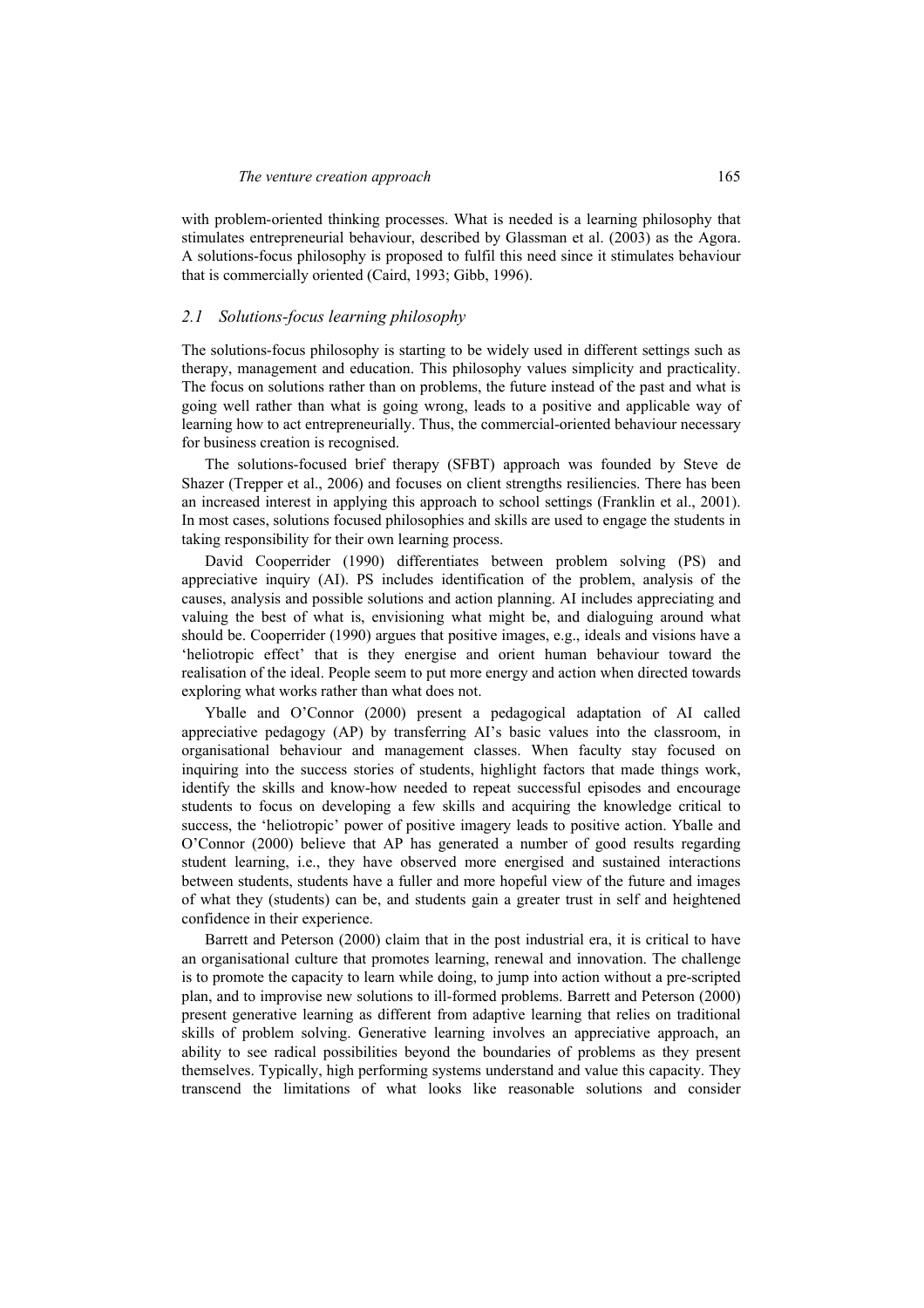with problem-oriented thinking processes. What is needed is a learning philosophy that stimulates entrepreneurial behaviour, described by Glassman et al. (2003) as the Agora. A solutions-focus philosophy is proposed to fulfil this need since it stimulates behaviour that is commercially oriented (Caird, 1993; Gibb, 1996).

### *2.1 Solutions-focus learning philosophy*

The solutions-focus philosophy is starting to be widely used in different settings such as therapy, management and education. This philosophy values simplicity and practicality. The focus on solutions rather than on problems, the future instead of the past and what is going well rather than what is going wrong, leads to a positive and applicable way of learning how to act entrepreneurially. Thus, the commercial-oriented behaviour necessary for business creation is recognised.

The solutions-focused brief therapy (SFBT) approach was founded by Steve de Shazer (Trepper et al., 2006) and focuses on client strengths resiliencies. There has been an increased interest in applying this approach to school settings (Franklin et al., 2001). In most cases, solutions focused philosophies and skills are used to engage the students in taking responsibility for their own learning process.

David Cooperrider (1990) differentiates between problem solving (PS) and appreciative inquiry (AI). PS includes identification of the problem, analysis of the causes, analysis and possible solutions and action planning. AI includes appreciating and valuing the best of what is, envisioning what might be, and dialoguing around what should be. Cooperrider (1990) argues that positive images, e.g., ideals and visions have a 'heliotropic effect' that is they energise and orient human behaviour toward the realisation of the ideal. People seem to put more energy and action when directed towards exploring what works rather than what does not.

Yballe and O'Connor (2000) present a pedagogical adaptation of AI called appreciative pedagogy (AP) by transferring AI's basic values into the classroom, in organisational behaviour and management classes. When faculty stay focused on inquiring into the success stories of students, highlight factors that made things work, identify the skills and know-how needed to repeat successful episodes and encourage students to focus on developing a few skills and acquiring the knowledge critical to success, the 'heliotropic' power of positive imagery leads to positive action. Yballe and O'Connor (2000) believe that AP has generated a number of good results regarding student learning, i.e., they have observed more energised and sustained interactions between students, students have a fuller and more hopeful view of the future and images of what they (students) can be, and students gain a greater trust in self and heightened confidence in their experience.

Barrett and Peterson (2000) claim that in the post industrial era, it is critical to have an organisational culture that promotes learning, renewal and innovation. The challenge is to promote the capacity to learn while doing, to jump into action without a pre-scripted plan, and to improvise new solutions to ill-formed problems. Barrett and Peterson (2000) present generative learning as different from adaptive learning that relies on traditional skills of problem solving. Generative learning involves an appreciative approach, an ability to see radical possibilities beyond the boundaries of problems as they present themselves. Typically, high performing systems understand and value this capacity. They transcend the limitations of what looks like reasonable solutions and consider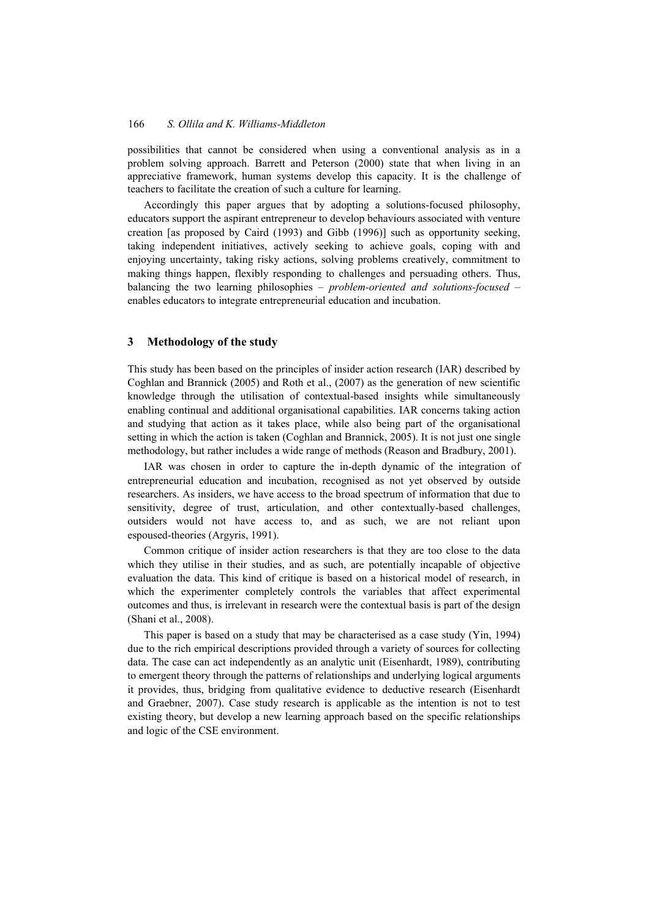possibilities that cannot be considered when using a conventional analysis as in a problem solving approach. Barrett and Peterson (2000) state that when living in an appreciative framework, human systems develop this capacity. It is the challenge of teachers to facilitate the creation of such a culture for learning.

Accordingly this paper argues that by adopting a solutions-focused philosophy, educators support the aspirant entrepreneur to develop behaviours associated with venture creation [as proposed by Caird (1993) and Gibb (1996)] such as opportunity seeking, taking independent initiatives, actively seeking to achieve goals, coping with and enjoying uncertainty, taking risky actions, solving problems creatively, commitment to making things happen, flexibly responding to challenges and persuading others. Thus, balancing the two learning philosophies – *problem-oriented and solutions-focused* – enables educators to integrate entrepreneurial education and incubation.

## 3 Methodology of the study

This study has been based on the principles of insider action research (IAR) described by Coghlan and Brannick (2005) and Roth et al., (2007) as the generation of new scientific knowledge through the utilisation of contextual-based insights while simultaneously enabling continual and additional organisational capabilities. IAR concerns taking action and studying that action as it takes place, while also being part of the organisational setting in which the action is taken (Coghlan and Brannick, 2005). It is not just one single methodology, but rather includes a wide range of methods (Reason and Bradbury, 2001).

IAR was chosen in order to capture the in-depth dynamic of the integration of entrepreneurial education and incubation, recognised as not yet observed by outside researchers. As insiders, we have access to the broad spectrum of information that due to sensitivity, degree of trust, articulation, and other contextually-based challenges, outsiders would not have access to, and as such, we are not reliant upon espoused-theories (Argyris, 1991).

Common critique of insider action researchers is that they are too close to the data which they utilise in their studies, and as such, are potentially incapable of objective evaluation the data. This kind of critique is based on a historical model of research, in which the experimenter completely controls the variables that affect experimental outcomes and thus, is irrelevant in research were the contextual basis is part of the design (Shani et al., 2008).

This paper is based on a study that may be characterised as a case study (Yin, 1994) due to the rich empirical descriptions provided through a variety of sources for collecting data. The case can act independently as an analytic unit (Eisenhardt, 1989), contributing to emergent theory through the patterns of relationships and underlying logical arguments it provides, thus, bridging from qualitative evidence to deductive research (Eisenhardt and Graebner, 2007). Case study research is applicable as the intention is not to test existing theory, but develop a new learning approach based on the specific relationships and logic of the CSE environment.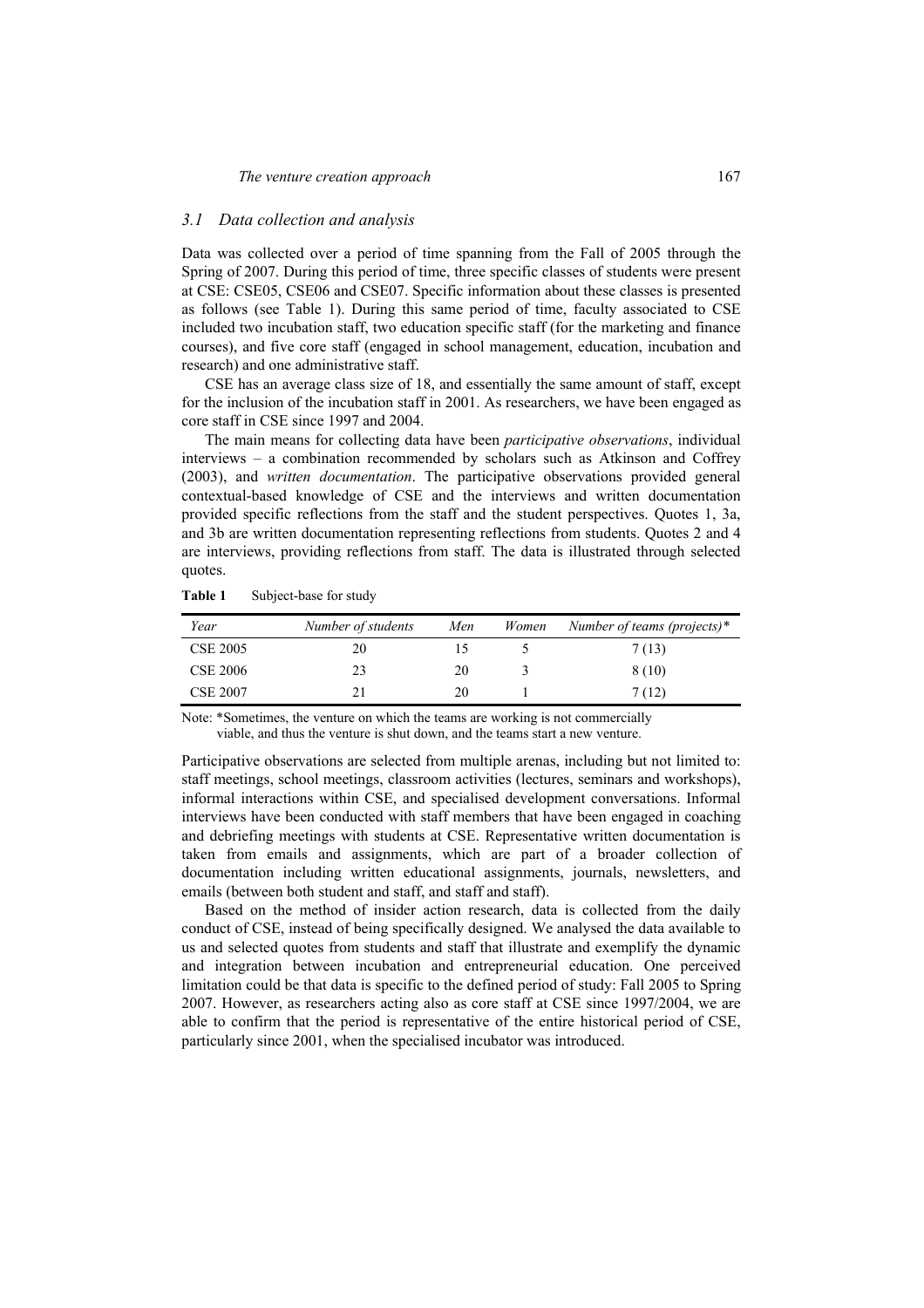### *3.1 Data collection and analysis*

Data was collected over a period of time spanning from the Fall of 2005 through the Spring of 2007. During this period of time, three specific classes of students were present at CSE: CSE05, CSE06 and CSE07. Specific information about these classes is presented as follows (see Table 1). During this same period of time, faculty associated to CSE included two incubation staff, two education specific staff (for the marketing and finance courses), and five core staff (engaged in school management, education, incubation and research) and one administrative staff.

CSE has an average class size of 18, and essentially the same amount of staff, except for the inclusion of the incubation staff in 2001. As researchers, we have been engaged as core staff in CSE since 1997 and 2004.

The main means for collecting data have been *participative observations*, individual interviews – a combination recommended by scholars such as Atkinson and Coffrey (2003), and *written documentation*. The participative observations provided general contextual-based knowledge of CSE and the interviews and written documentation provided specific reflections from the staff and the student perspectives. Quotes 1, 3a, and 3b are written documentation representing reflections from students. Quotes 2 and 4 are interviews, providing reflections from staff. The data is illustrated through selected quotes.

**Table 1** Subject-base for study

| *Year* | *Number of students* | *Men* | *Women* | *Number of teams (projects)\** |
|---|---|---|---|---|
| CSE 2005 | 20 | 15 | 5 | 7 (13) |
| CSE 2006 | 23 | 20 | 3 | 8 (10) |
| CSE 2007 | 21 | 20 | 1 | 7 (12) |

Note: *Sometimes, the venture on which the teams are working is not commercially viable, and thus the venture is shut down, and the teams start a new venture.

Participative observations are selected from multiple arenas, including but not limited to: staff meetings, school meetings, classroom activities (lectures, seminars and workshops), informal interactions within CSE, and specialised development conversations. Informal interviews have been conducted with staff members that have been engaged in coaching and debriefing meetings with students at CSE. Representative written documentation is taken from emails and assignments, which are part of a broader collection of documentation including written educational assignments, journals, newsletters, and emails (between both student and staff, and staff and staff).

Based on the method of insider action research, data is collected from the daily conduct of CSE, instead of being specifically designed. We analysed the data available to us and selected quotes from students and staff that illustrate and exemplify the dynamic and integration between incubation and entrepreneurial education. One perceived limitation could be that data is specific to the defined period of study: Fall 2005 to Spring 2007. However, as researchers acting also as core staff at CSE since 1997/2004, we are able to confirm that the period is representative of the entire historical period of CSE, particularly since 2001, when the specialised incubator was introduced.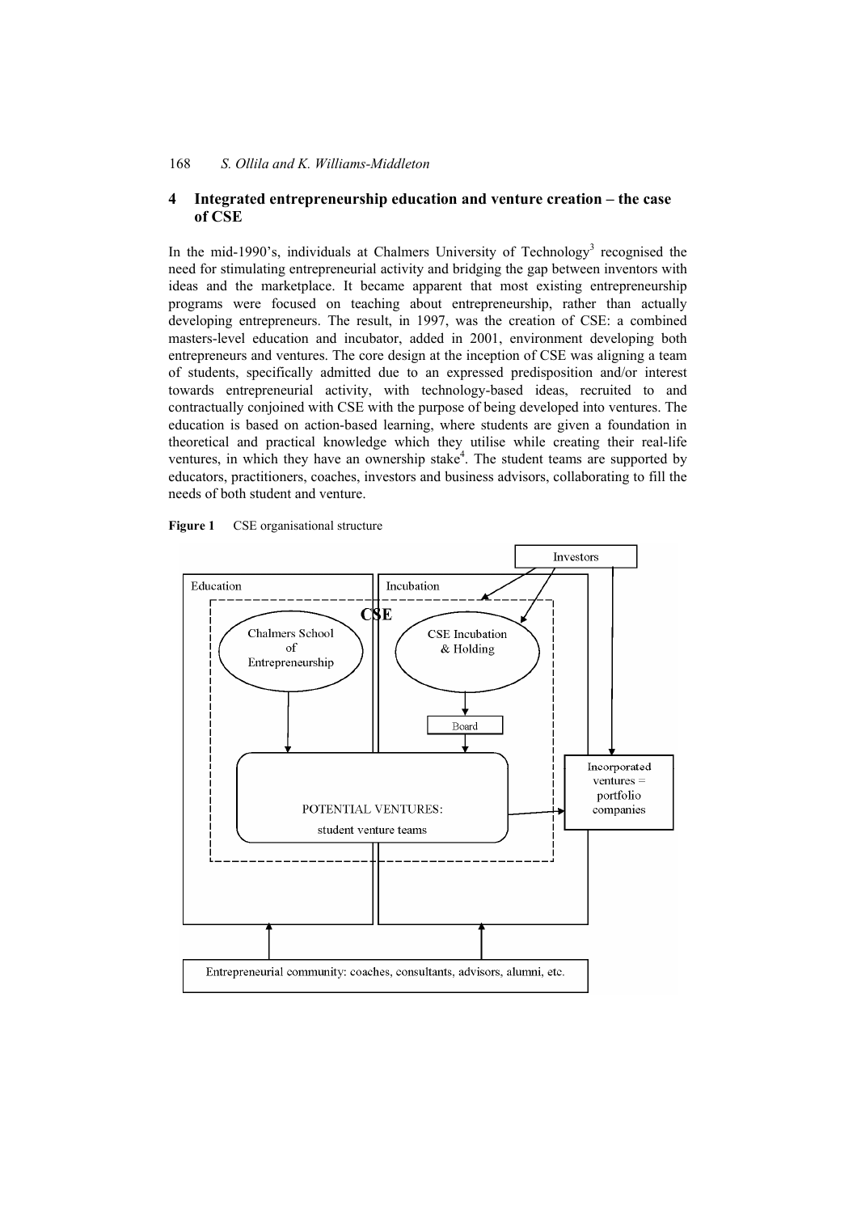## 4 Integrated entrepreneurship education and venture creation – the case of CSE

In the mid-1990's, individuals at Chalmers University of Technology[3] recognised the need for stimulating entrepreneurial activity and bridging the gap between inventors with ideas and the marketplace. It became apparent that most existing entrepreneurship programs were focused on teaching about entrepreneurship, rather than actually developing entrepreneurs. The result, in 1997, was the creation of CSE: a combined masters-level education and incubator, added in 2001, environment developing both entrepreneurs and ventures. The core design at the inception of CSE was aligning a team of students, specifically admitted due to an expressed predisposition and/or interest towards entrepreneurial activity, with technology-based ideas, recruited to and contractually conjoined with CSE with the purpose of being developed into ventures. The education is based on action-based learning, where students are given a foundation in theoretical and practical knowledge which they utilise while creating their real-life ventures, in which they have an ownership stake[4]. The student teams are supported by educators, practitioners, coaches, investors and business advisors, collaborating to fill the needs of both student and venture.

**Figure 1** CSE organisational structure

Investors

Education | Incubation

CSE

Chalmers School of Entrepreneurship

CSE Incubation & Holding

Board

POTENTIAL VENTURES: student venture teams

Incorporated ventures = portfolio companies

Entrepreneurial community: coaches, consultants, advisors, alumni, etc.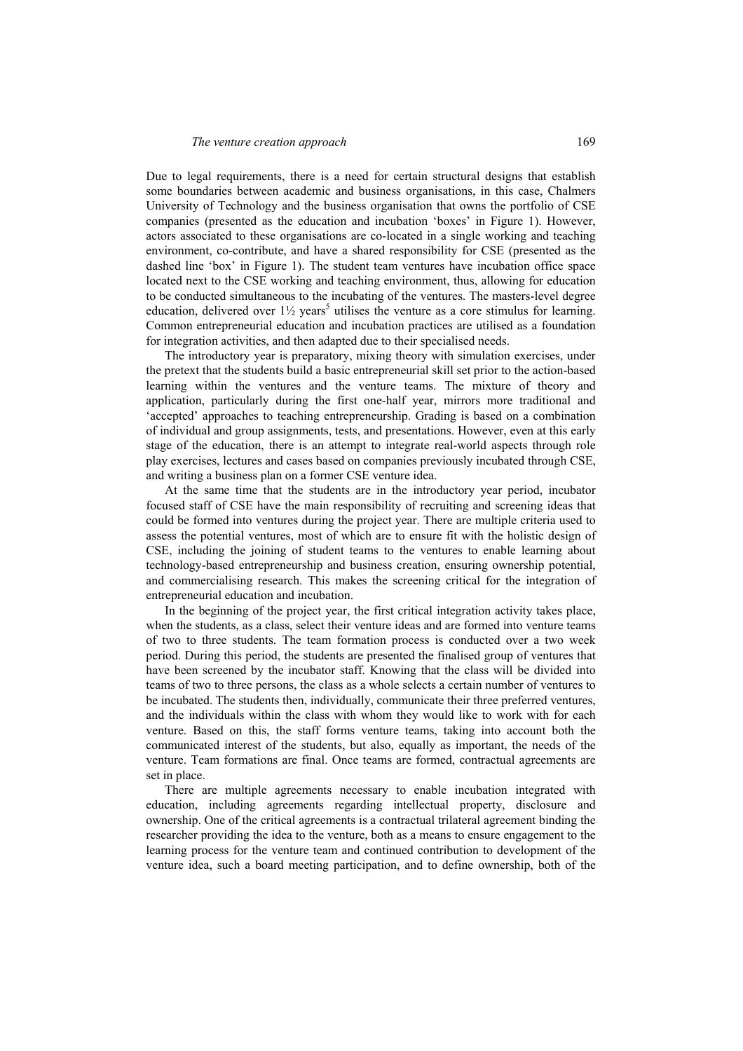Due to legal requirements, there is a need for certain structural designs that establish some boundaries between academic and business organisations, in this case, Chalmers University of Technology and the business organisation that owns the portfolio of CSE companies (presented as the education and incubation 'boxes' in Figure 1). However, actors associated to these organisations are co-located in a single working and teaching environment, co-contribute, and have a shared responsibility for CSE (presented as the dashed line 'box' in Figure 1). The student team ventures have incubation office space located next to the CSE working and teaching environment, thus, allowing for education to be conducted simultaneous to the incubating of the ventures. The masters-level degree education, delivered over 1½ years[5] utilises the venture as a core stimulus for learning. Common entrepreneurial education and incubation practices are utilised as a foundation for integration activities, and then adapted due to their specialised needs.

The introductory year is preparatory, mixing theory with simulation exercises, under the pretext that the students build a basic entrepreneurial skill set prior to the action-based learning within the ventures and the venture teams. The mixture of theory and application, particularly during the first one-half year, mirrors more traditional and 'accepted' approaches to teaching entrepreneurship. Grading is based on a combination of individual and group assignments, tests, and presentations. However, even at this early stage of the education, there is an attempt to integrate real-world aspects through role play exercises, lectures and cases based on companies previously incubated through CSE, and writing a business plan on a former CSE venture idea.

At the same time that the students are in the introductory year period, incubator focused staff of CSE have the main responsibility of recruiting and screening ideas that could be formed into ventures during the project year. There are multiple criteria used to assess the potential ventures, most of which are to ensure fit with the holistic design of CSE, including the joining of student teams to the ventures to enable learning about technology-based entrepreneurship and business creation, ensuring ownership potential, and commercialising research. This makes the screening critical for the integration of entrepreneurial education and incubation.

In the beginning of the project year, the first critical integration activity takes place, when the students, as a class, select their venture ideas and are formed into venture teams of two to three students. The team formation process is conducted over a two week period. During this period, the students are presented the finalised group of ventures that have been screened by the incubator staff. Knowing that the class will be divided into teams of two to three persons, the class as a whole selects a certain number of ventures to be incubated. The students then, individually, communicate their three preferred ventures, and the individuals within the class with whom they would like to work with for each venture. Based on this, the staff forms venture teams, taking into account both the communicated interest of the students, but also, equally as important, the needs of the venture. Team formations are final. Once teams are formed, contractual agreements are set in place.

There are multiple agreements necessary to enable incubation integrated with education, including agreements regarding intellectual property, disclosure and ownership. One of the critical agreements is a contractual trilateral agreement binding the researcher providing the idea to the venture, both as a means to ensure engagement to the learning process for the venture team and continued contribution to development of the venture idea, such a board meeting participation, and to define ownership, both of the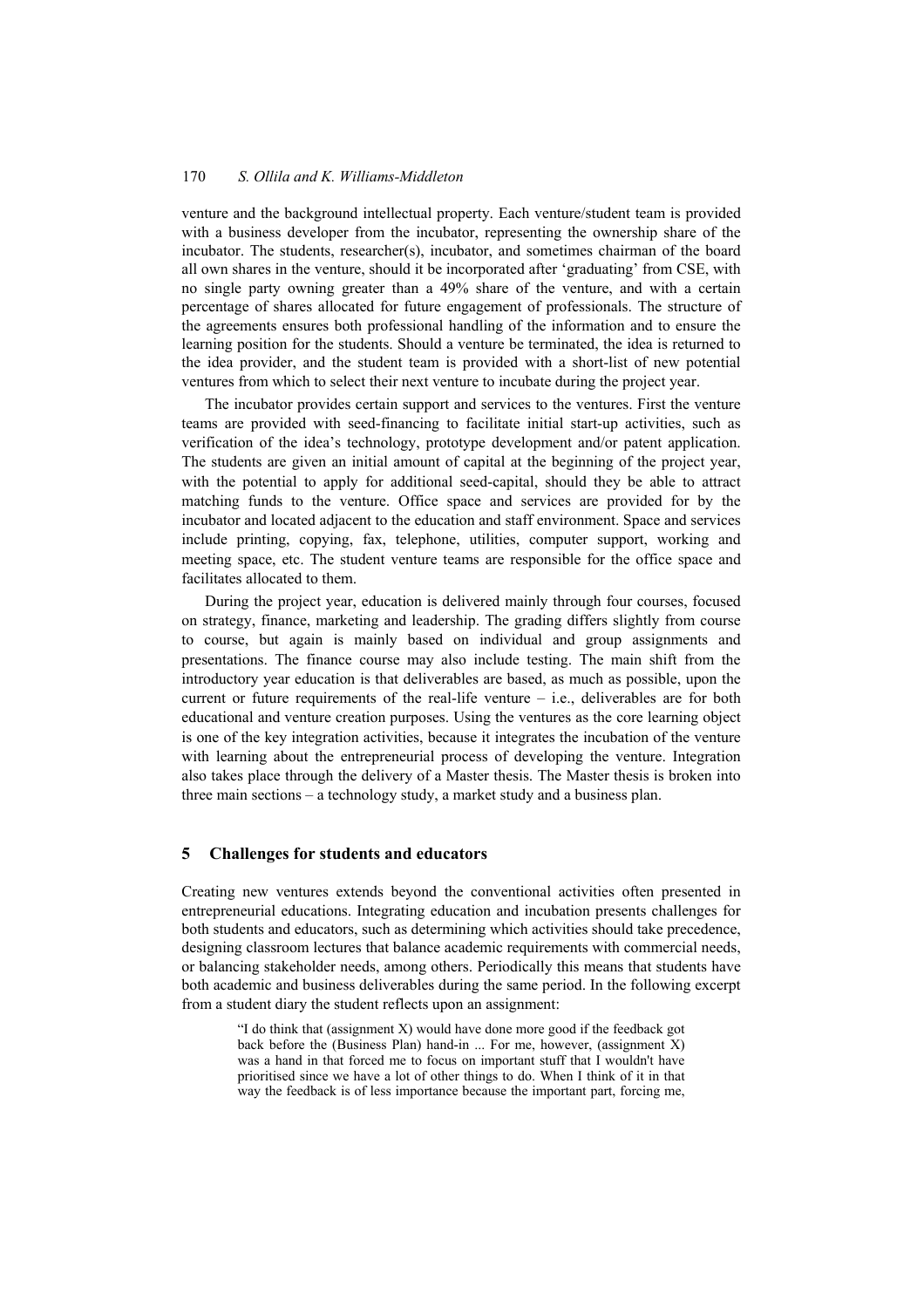venture and the background intellectual property. Each venture/student team is provided with a business developer from the incubator, representing the ownership share of the incubator. The students, researcher(s), incubator, and sometimes chairman of the board all own shares in the venture, should it be incorporated after 'graduating' from CSE, with no single party owning greater than a 49% share of the venture, and with a certain percentage of shares allocated for future engagement of professionals. The structure of the agreements ensures both professional handling of the information and to ensure the learning position for the students. Should a venture be terminated, the idea is returned to the idea provider, and the student team is provided with a short-list of new potential ventures from which to select their next venture to incubate during the project year.

The incubator provides certain support and services to the ventures. First the venture teams are provided with seed-financing to facilitate initial start-up activities, such as verification of the idea's technology, prototype development and/or patent application. The students are given an initial amount of capital at the beginning of the project year, with the potential to apply for additional seed-capital, should they be able to attract matching funds to the venture. Office space and services are provided for by the incubator and located adjacent to the education and staff environment. Space and services include printing, copying, fax, telephone, utilities, computer support, working and meeting space, etc. The student venture teams are responsible for the office space and facilitates allocated to them.

During the project year, education is delivered mainly through four courses, focused on strategy, finance, marketing and leadership. The grading differs slightly from course to course, but again is mainly based on individual and group assignments and presentations. The finance course may also include testing. The main shift from the introductory year education is that deliverables are based, as much as possible, upon the current or future requirements of the real-life venture – i.e., deliverables are for both educational and venture creation purposes. Using the ventures as the core learning object is one of the key integration activities, because it integrates the incubation of the venture with learning about the entrepreneurial process of developing the venture. Integration also takes place through the delivery of a Master thesis. The Master thesis is broken into three main sections – a technology study, a market study and a business plan.

## 5 Challenges for students and educators

Creating new ventures extends beyond the conventional activities often presented in entrepreneurial educations. Integrating education and incubation presents challenges for both students and educators, such as determining which activities should take precedence, designing classroom lectures that balance academic requirements with commercial needs, or balancing stakeholder needs, among others. Periodically this means that students have both academic and business deliverables during the same period. In the following excerpt from a student diary the student reflects upon an assignment:

> "I do think that (assignment X) would have done more good if the feedback got back before the (Business Plan) hand-in ... For me, however, (assignment X) was a hand in that forced me to focus on important stuff that I wouldn't have prioritised since we have a lot of other things to do. When I think of it in that way the feedback is of less importance because the important part, forcing me,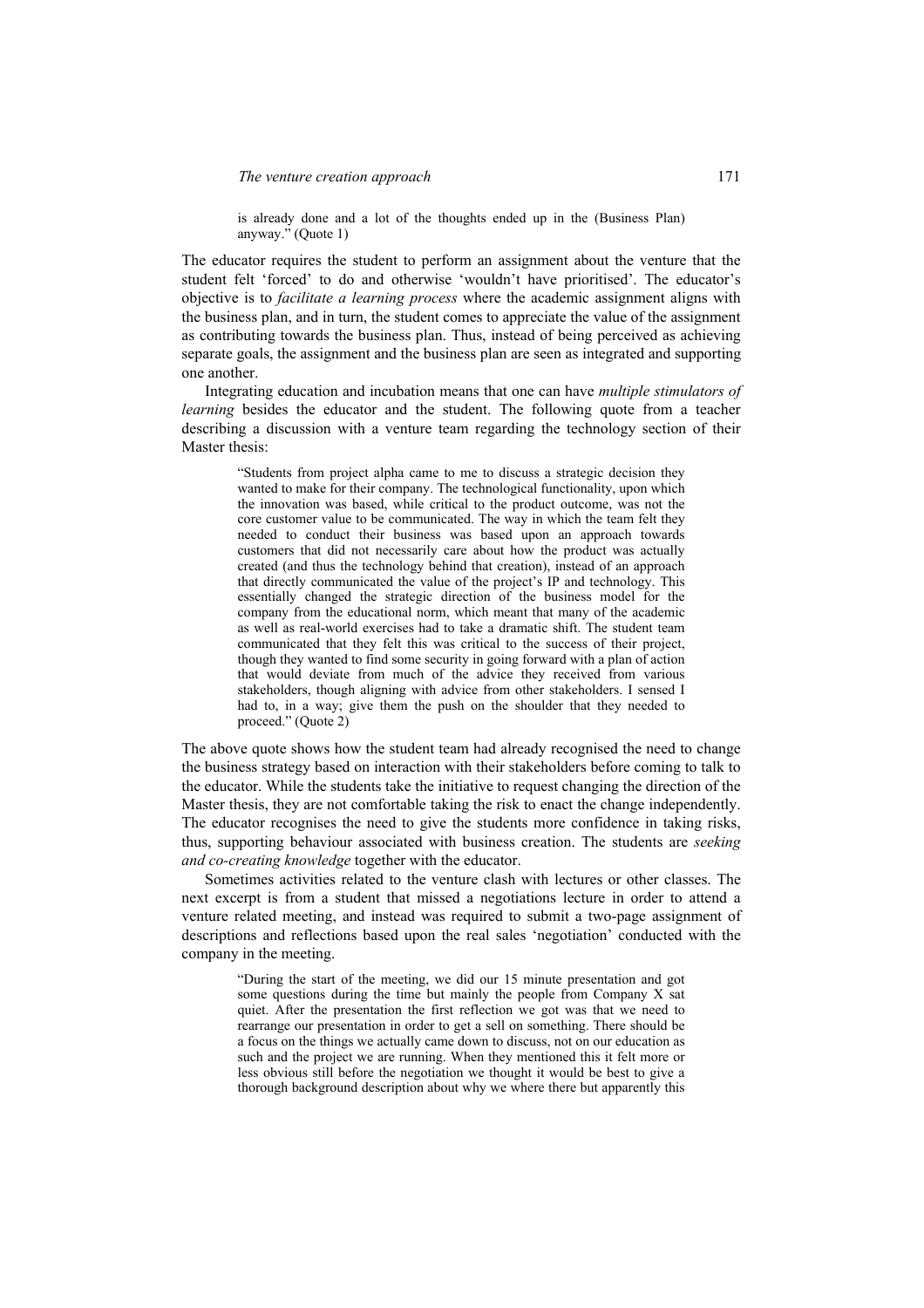> is already done and a lot of the thoughts ended up in the (Business Plan) anyway." (Quote 1)

The educator requires the student to perform an assignment about the venture that the student felt 'forced' to do and otherwise 'wouldn't have prioritised'. The educator's objective is to *facilitate a learning process* where the academic assignment aligns with the business plan, and in turn, the student comes to appreciate the value of the assignment as contributing towards the business plan. Thus, instead of being perceived as achieving separate goals, the assignment and the business plan are seen as integrated and supporting one another.

Integrating education and incubation means that one can have *multiple stimulators of learning* besides the educator and the student. The following quote from a teacher describing a discussion with a venture team regarding the technology section of their Master thesis:

> "Students from project alpha came to me to discuss a strategic decision they wanted to make for their company. The technological functionality, upon which the innovation was based, while critical to the product outcome, was not the core customer value to be communicated. The way in which the team felt they needed to conduct their business was based upon an approach towards customers that did not necessarily care about how the product was actually created (and thus the technology behind that creation), instead of an approach that directly communicated the value of the project's IP and technology. This essentially changed the strategic direction of the business model for the company from the educational norm, which meant that many of the academic as well as real-world exercises had to take a dramatic shift. The student team communicated that they felt this was critical to the success of their project, though they wanted to find some security in going forward with a plan of action that would deviate from much of the advice they received from various stakeholders, though aligning with advice from other stakeholders. I sensed I had to, in a way; give them the push on the shoulder that they needed to proceed." (Quote 2)

The above quote shows how the student team had already recognised the need to change the business strategy based on interaction with their stakeholders before coming to talk to the educator. While the students take the initiative to request changing the direction of the Master thesis, they are not comfortable taking the risk to enact the change independently. The educator recognises the need to give the students more confidence in taking risks, thus, supporting behaviour associated with business creation. The students are *seeking and co-creating knowledge* together with the educator.

Sometimes activities related to the venture clash with lectures or other classes. The next excerpt is from a student that missed a negotiations lecture in order to attend a venture related meeting, and instead was required to submit a two-page assignment of descriptions and reflections based upon the real sales 'negotiation' conducted with the company in the meeting.

> "During the start of the meeting, we did our 15 minute presentation and got some questions during the time but mainly the people from Company X sat quiet. After the presentation the first reflection we got was that we need to rearrange our presentation in order to get a sell on something. There should be a focus on the things we actually came down to discuss, not on our education as such and the project we are running. When they mentioned this it felt more or less obvious still before the negotiation we thought it would be best to give a thorough background description about why we where there but apparently this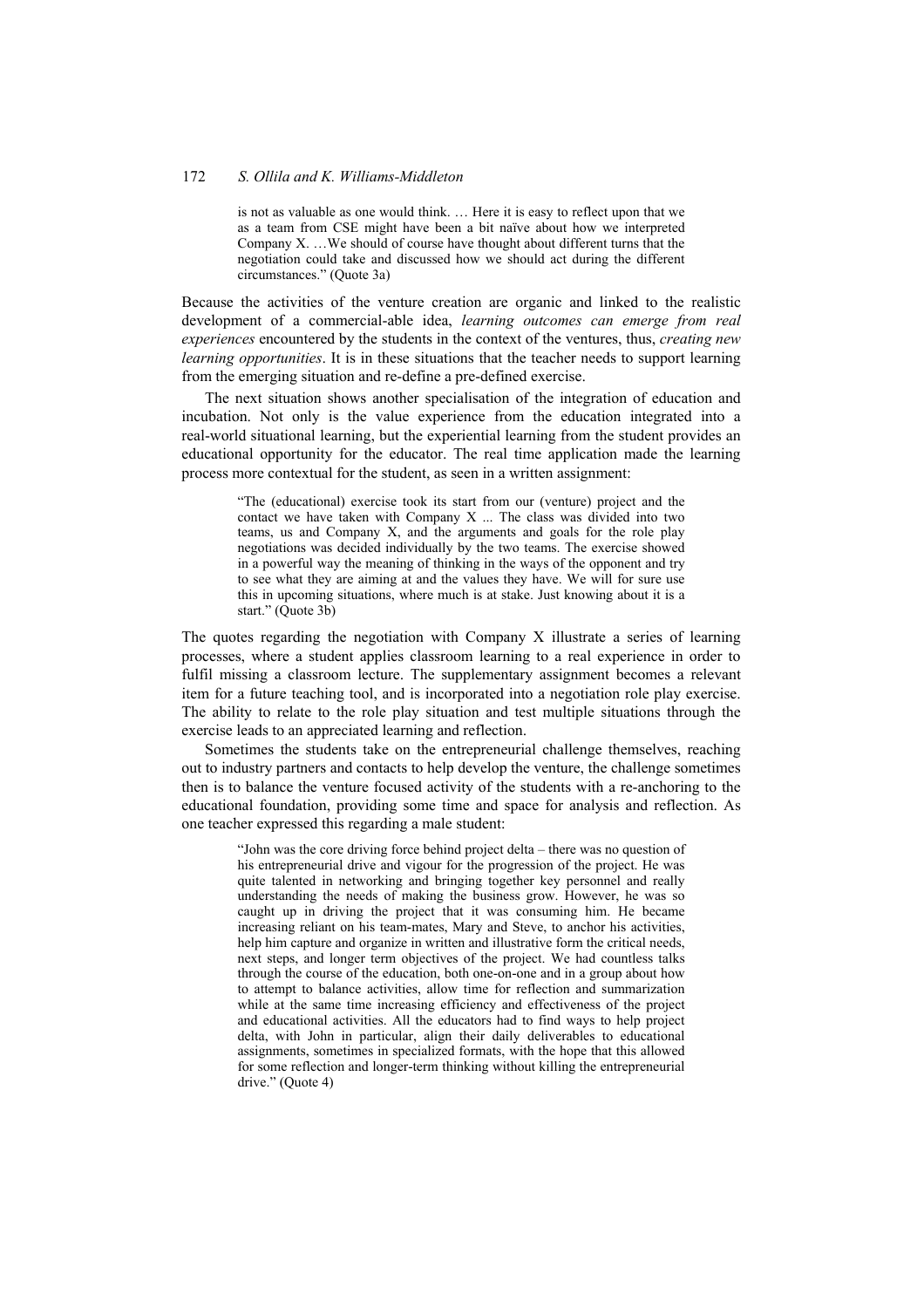> is not as valuable as one would think. … Here it is easy to reflect upon that we as a team from CSE might have been a bit naïve about how we interpreted Company X. …We should of course have thought about different turns that the negotiation could take and discussed how we should act during the different circumstances." (Quote 3a)

Because the activities of the venture creation are organic and linked to the realistic development of a commercial-able idea, *learning outcomes can emerge from real experiences* encountered by the students in the context of the ventures, thus, *creating new learning opportunities*. It is in these situations that the teacher needs to support learning from the emerging situation and re-define a pre-defined exercise.

The next situation shows another specialisation of the integration of education and incubation. Not only is the value experience from the education integrated into a real-world situational learning, but the experiential learning from the student provides an educational opportunity for the educator. The real time application made the learning process more contextual for the student, as seen in a written assignment:

> "The (educational) exercise took its start from our (venture) project and the contact we have taken with Company X ... The class was divided into two teams, us and Company X, and the arguments and goals for the role play negotiations was decided individually by the two teams. The exercise showed in a powerful way the meaning of thinking in the ways of the opponent and try to see what they are aiming at and the values they have. We will for sure use this in upcoming situations, where much is at stake. Just knowing about it is a start." (Quote 3b)

The quotes regarding the negotiation with Company X illustrate a series of learning processes, where a student applies classroom learning to a real experience in order to fulfil missing a classroom lecture. The supplementary assignment becomes a relevant item for a future teaching tool, and is incorporated into a negotiation role play exercise. The ability to relate to the role play situation and test multiple situations through the exercise leads to an appreciated learning and reflection.

Sometimes the students take on the entrepreneurial challenge themselves, reaching out to industry partners and contacts to help develop the venture, the challenge sometimes then is to balance the venture focused activity of the students with a re-anchoring to the educational foundation, providing some time and space for analysis and reflection. As one teacher expressed this regarding a male student:

> "John was the core driving force behind project delta – there was no question of his entrepreneurial drive and vigour for the progression of the project. He was quite talented in networking and bringing together key personnel and really understanding the needs of making the business grow. However, he was so caught up in driving the project that it was consuming him. He became increasing reliant on his team-mates, Mary and Steve, to anchor his activities, help him capture and organize in written and illustrative form the critical needs, next steps, and longer term objectives of the project. We had countless talks through the course of the education, both one-on-one and in a group about how to attempt to balance activities, allow time for reflection and summarization while at the same time increasing efficiency and effectiveness of the project and educational activities. All the educators had to find ways to help project delta, with John in particular, align their daily deliverables to educational assignments, sometimes in specialized formats, with the hope that this allowed for some reflection and longer-term thinking without killing the entrepreneurial drive." (Quote 4)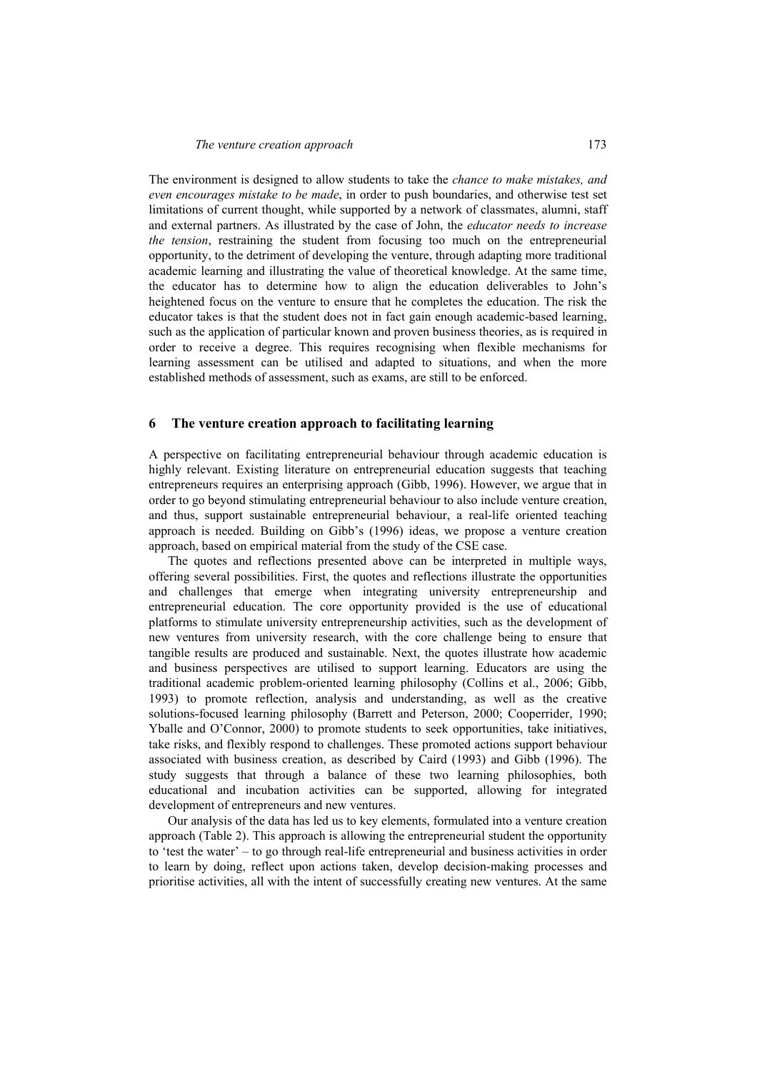The environment is designed to allow students to take the *chance to make mistakes, and even encourages mistake to be made*, in order to push boundaries, and otherwise test set limitations of current thought, while supported by a network of classmates, alumni, staff and external partners. As illustrated by the case of John, the *educator needs to increase the tension*, restraining the student from focusing too much on the entrepreneurial opportunity, to the detriment of developing the venture, through adapting more traditional academic learning and illustrating the value of theoretical knowledge. At the same time, the educator has to determine how to align the education deliverables to John's heightened focus on the venture to ensure that he completes the education. The risk the educator takes is that the student does not in fact gain enough academic-based learning, such as the application of particular known and proven business theories, as is required in order to receive a degree. This requires recognising when flexible mechanisms for learning assessment can be utilised and adapted to situations, and when the more established methods of assessment, such as exams, are still to be enforced.

## 6 The venture creation approach to facilitating learning

A perspective on facilitating entrepreneurial behaviour through academic education is highly relevant. Existing literature on entrepreneurial education suggests that teaching entrepreneurs requires an enterprising approach (Gibb, 1996). However, we argue that in order to go beyond stimulating entrepreneurial behaviour to also include venture creation, and thus, support sustainable entrepreneurial behaviour, a real-life oriented teaching approach is needed. Building on Gibb's (1996) ideas, we propose a venture creation approach, based on empirical material from the study of the CSE case.

The quotes and reflections presented above can be interpreted in multiple ways, offering several possibilities. First, the quotes and reflections illustrate the opportunities and challenges that emerge when integrating university entrepreneurship and entrepreneurial education. The core opportunity provided is the use of educational platforms to stimulate university entrepreneurship activities, such as the development of new ventures from university research, with the core challenge being to ensure that tangible results are produced and sustainable. Next, the quotes illustrate how academic and business perspectives are utilised to support learning. Educators are using the traditional academic problem-oriented learning philosophy (Collins et al., 2006; Gibb, 1993) to promote reflection, analysis and understanding, as well as the creative solutions-focused learning philosophy (Barrett and Peterson, 2000; Cooperrider, 1990; Yballe and O'Connor, 2000) to promote students to seek opportunities, take initiatives, take risks, and flexibly respond to challenges. These promoted actions support behaviour associated with business creation, as described by Caird (1993) and Gibb (1996). The study suggests that through a balance of these two learning philosophies, both educational and incubation activities can be supported, allowing for integrated development of entrepreneurs and new ventures.

Our analysis of the data has led us to key elements, formulated into a venture creation approach (Table 2). This approach is allowing the entrepreneurial student the opportunity to 'test the water' – to go through real-life entrepreneurial and business activities in order to learn by doing, reflect upon actions taken, develop decision-making processes and prioritise activities, all with the intent of successfully creating new ventures. At the same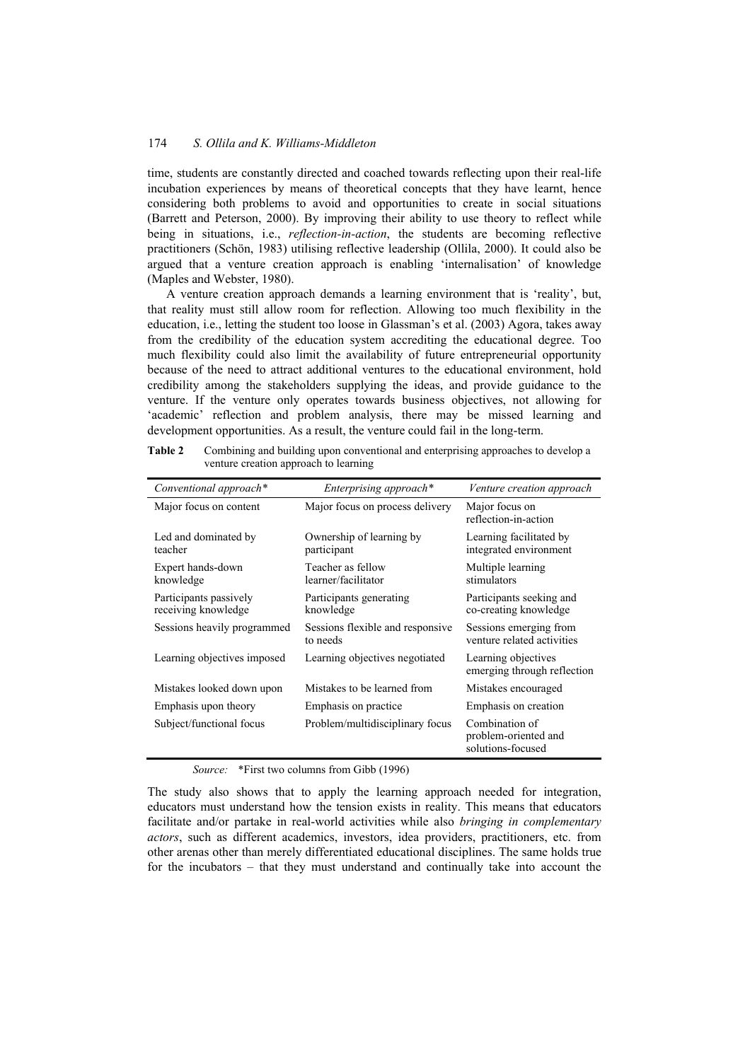time, students are constantly directed and coached towards reflecting upon their real-life incubation experiences by means of theoretical concepts that they have learnt, hence considering both problems to avoid and opportunities to create in social situations (Barrett and Peterson, 2000). By improving their ability to use theory to reflect while being in situations, i.e., *reflection-in-action*, the students are becoming reflective practitioners (Schön, 1983) utilising reflective leadership (Ollila, 2000). It could also be argued that a venture creation approach is enabling 'internalisation' of knowledge (Maples and Webster, 1980).

A venture creation approach demands a learning environment that is 'reality', but, that reality must still allow room for reflection. Allowing too much flexibility in the education, i.e., letting the student too loose in Glassman's et al. (2003) Agora, takes away from the credibility of the education system accrediting the educational degree. Too much flexibility could also limit the availability of future entrepreneurial opportunity because of the need to attract additional ventures to the educational environment, hold credibility among the stakeholders supplying the ideas, and provide guidance to the venture. If the venture only operates towards business objectives, not allowing for 'academic' reflection and problem analysis, there may be missed learning and development opportunities. As a result, the venture could fail in the long-term.

**Table 2** Combining and building upon conventional and enterprising approaches to develop a venture creation approach to learning

| *Conventional approach\** | *Enterprising approach\** | *Venture creation approach* |
|---|---|---|
| Major focus on content | Major focus on process delivery | Major focus on reflection-in-action |
| Led and dominated by teacher | Ownership of learning by participant | Learning facilitated by integrated environment |
| Expert hands-down knowledge | Teacher as fellow learner/facilitator | Multiple learning stimulators |
| Participants passively receiving knowledge | Participants generating knowledge | Participants seeking and co-creating knowledge |
| Sessions heavily programmed | Sessions flexible and responsive to needs | Sessions emerging from venture related activities |
| Learning objectives imposed | Learning objectives negotiated | Learning objectives emerging through reflection |
| Mistakes looked down upon | Mistakes to be learned from | Mistakes encouraged |
| Emphasis upon theory | Emphasis on practice | Emphasis on creation |
| Subject/functional focus | Problem/multidisciplinary focus | Combination of problem-oriented and solutions-focused |

*Source:* \*First two columns from Gibb (1996)

The study also shows that to apply the learning approach needed for integration, educators must understand how the tension exists in reality. This means that educators facilitate and/or partake in real-world activities while also *bringing in complementary actors*, such as different academics, investors, idea providers, practitioners, etc. from other arenas other than merely differentiated educational disciplines. The same holds true for the incubators – that they must understand and continually take into account the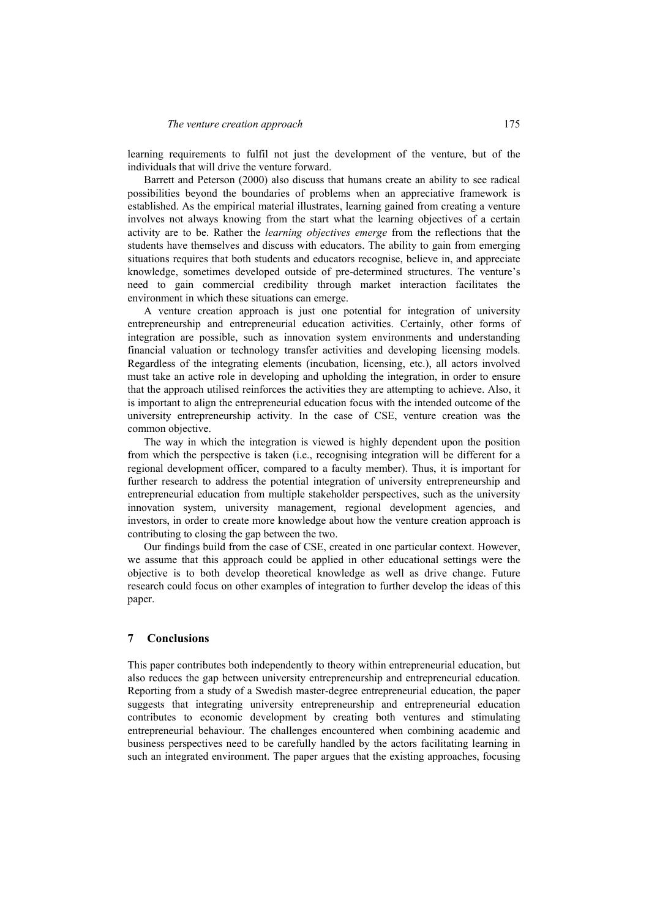learning requirements to fulfil not just the development of the venture, but of the individuals that will drive the venture forward.

Barrett and Peterson (2000) also discuss that humans create an ability to see radical possibilities beyond the boundaries of problems when an appreciative framework is established. As the empirical material illustrates, learning gained from creating a venture involves not always knowing from the start what the learning objectives of a certain activity are to be. Rather the *learning objectives emerge* from the reflections that the students have themselves and discuss with educators. The ability to gain from emerging situations requires that both students and educators recognise, believe in, and appreciate knowledge, sometimes developed outside of pre-determined structures. The venture's need to gain commercial credibility through market interaction facilitates the environment in which these situations can emerge.

A venture creation approach is just one potential for integration of university entrepreneurship and entrepreneurial education activities. Certainly, other forms of integration are possible, such as innovation system environments and understanding financial valuation or technology transfer activities and developing licensing models. Regardless of the integrating elements (incubation, licensing, etc.), all actors involved must take an active role in developing and upholding the integration, in order to ensure that the approach utilised reinforces the activities they are attempting to achieve. Also, it is important to align the entrepreneurial education focus with the intended outcome of the university entrepreneurship activity. In the case of CSE, venture creation was the common objective.

The way in which the integration is viewed is highly dependent upon the position from which the perspective is taken (i.e., recognising integration will be different for a regional development officer, compared to a faculty member). Thus, it is important for further research to address the potential integration of university entrepreneurship and entrepreneurial education from multiple stakeholder perspectives, such as the university innovation system, university management, regional development agencies, and investors, in order to create more knowledge about how the venture creation approach is contributing to closing the gap between the two.

Our findings build from the case of CSE, created in one particular context. However, we assume that this approach could be applied in other educational settings were the objective is to both develop theoretical knowledge as well as drive change. Future research could focus on other examples of integration to further develop the ideas of this paper.

## 7 Conclusions

This paper contributes both independently to theory within entrepreneurial education, but also reduces the gap between university entrepreneurship and entrepreneurial education. Reporting from a study of a Swedish master-degree entrepreneurial education, the paper suggests that integrating university entrepreneurship and entrepreneurial education contributes to economic development by creating both ventures and stimulating entrepreneurial behaviour. The challenges encountered when combining academic and business perspectives need to be carefully handled by the actors facilitating learning in such an integrated environment. The paper argues that the existing approaches, focusing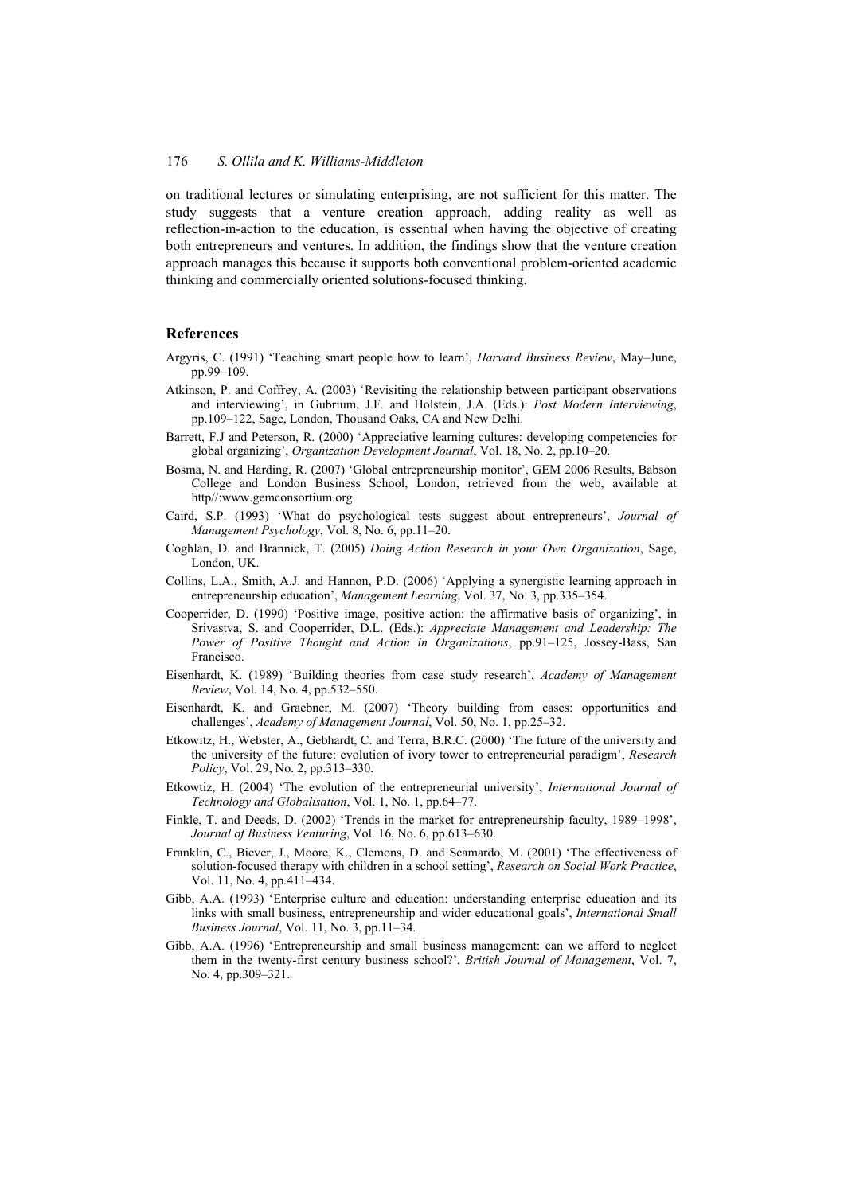on traditional lectures or simulating enterprising, are not sufficient for this matter. The study suggests that a venture creation approach, adding reality as well as reflection-in-action to the education, is essential when having the objective of creating both entrepreneurs and ventures. In addition, the findings show that the venture creation approach manages this because it supports both conventional problem-oriented academic thinking and commercially oriented solutions-focused thinking.

## References

Argyris, C. (1991) 'Teaching smart people how to learn', *Harvard Business Review*, May–June, pp.99–109.

Atkinson, P. and Coffrey, A. (2003) 'Revisiting the relationship between participant observations and interviewing', in Gubrium, J.F. and Holstein, J.A. (Eds.): *Post Modern Interviewing*, pp.109–122, Sage, London, Thousand Oaks, CA and New Delhi.

Barrett, F.J and Peterson, R. (2000) 'Appreciative learning cultures: developing competencies for global organizing', *Organization Development Journal*, Vol. 18, No. 2, pp.10–20.

Bosma, N. and Harding, R. (2007) 'Global entrepreneurship monitor', GEM 2006 Results, Babson College and London Business School, London, retrieved from the web, available at http//:www.gemconsortium.org.

Caird, S.P. (1993) 'What do psychological tests suggest about entrepreneurs', *Journal of Management Psychology*, Vol. 8, No. 6, pp.11–20.

Coghlan, D. and Brannick, T. (2005) *Doing Action Research in your Own Organization*, Sage, London, UK.

Collins, L.A., Smith, A.J. and Hannon, P.D. (2006) 'Applying a synergistic learning approach in entrepreneurship education', *Management Learning*, Vol. 37, No. 3, pp.335–354.

Cooperrider, D. (1990) 'Positive image, positive action: the affirmative basis of organizing', in Srivastva, S. and Cooperrider, D.L. (Eds.): *Appreciate Management and Leadership: The Power of Positive Thought and Action in Organizations*, pp.91–125, Jossey-Bass, San Francisco.

Eisenhardt, K. (1989) 'Building theories from case study research', *Academy of Management Review*, Vol. 14, No. 4, pp.532–550.

Eisenhardt, K. and Graebner, M. (2007) 'Theory building from cases: opportunities and challenges', *Academy of Management Journal*, Vol. 50, No. 1, pp.25–32.

Etkowitz, H., Webster, A., Gebhardt, C. and Terra, B.R.C. (2000) 'The future of the university and the university of the future: evolution of ivory tower to entrepreneurial paradigm', *Research Policy*, Vol. 29, No. 2, pp.313–330.

Etkowtiz, H. (2004) 'The evolution of the entrepreneurial university', *International Journal of Technology and Globalisation*, Vol. 1, No. 1, pp.64–77.

Finkle, T. and Deeds, D. (2002) 'Trends in the market for entrepreneurship faculty, 1989–1998', *Journal of Business Venturing*, Vol. 16, No. 6, pp.613–630.

Franklin, C., Biever, J., Moore, K., Clemons, D. and Scamardo, M. (2001) 'The effectiveness of solution-focused therapy with children in a school setting', *Research on Social Work Practice*, Vol. 11, No. 4, pp.411–434.

Gibb, A.A. (1993) 'Enterprise culture and education: understanding enterprise education and its links with small business, entrepreneurship and wider educational goals', *International Small Business Journal*, Vol. 11, No. 3, pp.11–34.

Gibb, A.A. (1996) 'Entrepreneurship and small business management: can we afford to neglect them in the twenty-first century business school?', *British Journal of Management*, Vol. 7, No. 4, pp.309–321.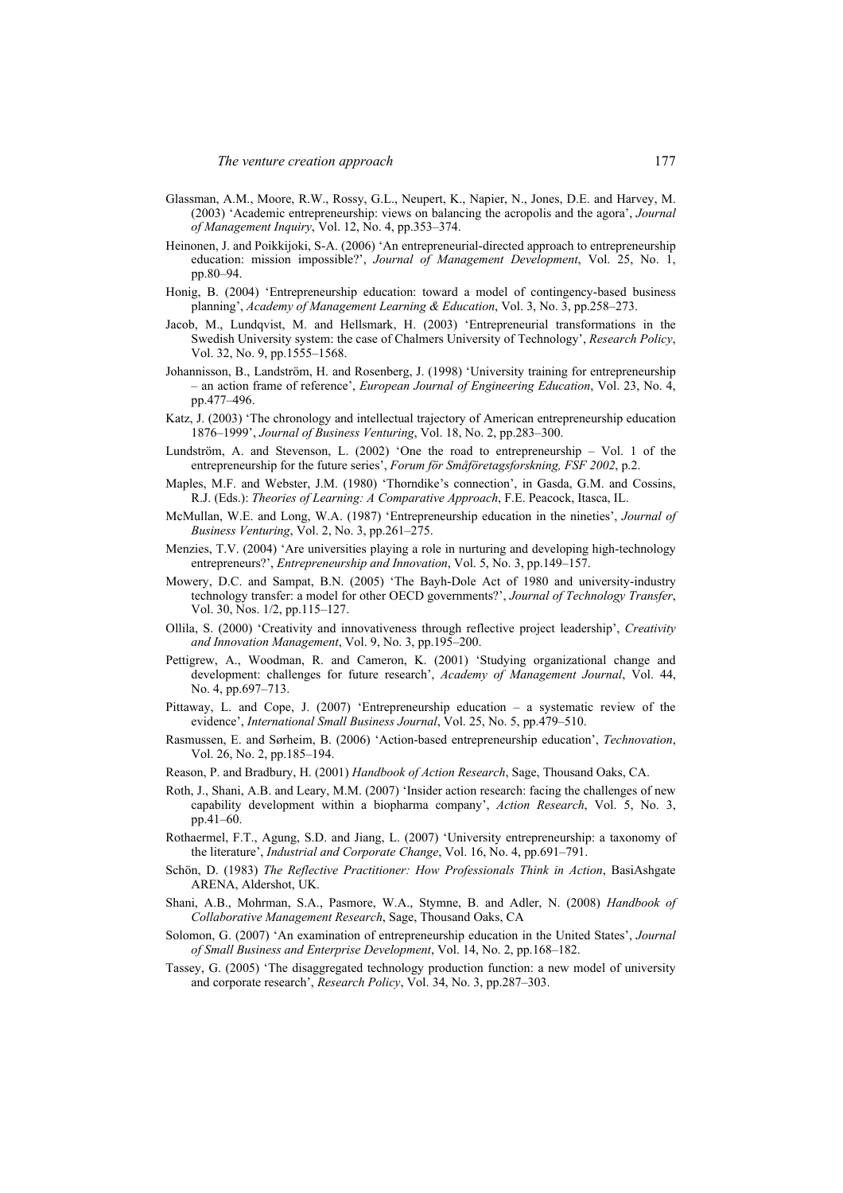Glassman, A.M., Moore, R.W., Rossy, G.L., Neupert, K., Napier, N., Jones, D.E. and Harvey, M. (2003) 'Academic entrepreneurship: views on balancing the acropolis and the agora', *Journal of Management Inquiry*, Vol. 12, No. 4, pp.353–374.

Heinonen, J. and Poikkijoki, S-A. (2006) 'An entrepreneurial-directed approach to entrepreneurship education: mission impossible?', *Journal of Management Development*, Vol. 25, No. 1, pp.80–94.

Honig, B. (2004) 'Entrepreneurship education: toward a model of contingency-based business planning', *Academy of Management Learning & Education*, Vol. 3, No. 3, pp.258–273.

Jacob, M., Lundqvist, M. and Hellsmark, H. (2003) 'Entrepreneurial transformations in the Swedish University system: the case of Chalmers University of Technology', *Research Policy*, Vol. 32, No. 9, pp.1555–1568.

Johannisson, B., Landström, H. and Rosenberg, J. (1998) 'University training for entrepreneurship – an action frame of reference', *European Journal of Engineering Education*, Vol. 23, No. 4, pp.477–496.

Katz, J. (2003) 'The chronology and intellectual trajectory of American entrepreneurship education 1876–1999', *Journal of Business Venturing*, Vol. 18, No. 2, pp.283–300.

Lundström, A. and Stevenson, L. (2002) 'One the road to entrepreneurship – Vol. 1 of the entrepreneurship for the future series', *Forum för Småföretagsforskning, FSF 2002*, p.2.

Maples, M.F. and Webster, J.M. (1980) 'Thorndike's connection', in Gasda, G.M. and Cossins, R.J. (Eds.): *Theories of Learning: A Comparative Approach*, F.E. Peacock, Itasca, IL.

McMullan, W.E. and Long, W.A. (1987) 'Entrepreneurship education in the nineties', *Journal of Business Venturing*, Vol. 2, No. 3, pp.261–275.

Menzies, T.V. (2004) 'Are universities playing a role in nurturing and developing high-technology entrepreneurs?', *Entrepreneurship and Innovation*, Vol. 5, No. 3, pp.149–157.

Mowery, D.C. and Sampat, B.N. (2005) 'The Bayh-Dole Act of 1980 and university-industry technology transfer: a model for other OECD governments?', *Journal of Technology Transfer*, Vol. 30, Nos. 1/2, pp.115–127.

Ollila, S. (2000) 'Creativity and innovativeness through reflective project leadership', *Creativity and Innovation Management*, Vol. 9, No. 3, pp.195–200.

Pettigrew, A., Woodman, R. and Cameron, K. (2001) 'Studying organizational change and development: challenges for future research', *Academy of Management Journal*, Vol. 44, No. 4, pp.697–713.

Pittaway, L. and Cope, J. (2007) 'Entrepreneurship education – a systematic review of the evidence', *International Small Business Journal*, Vol. 25, No. 5, pp.479–510.

Rasmussen, E. and Sørheim, B. (2006) 'Action-based entrepreneurship education', *Technovation*, Vol. 26, No. 2, pp.185–194.

Reason, P. and Bradbury, H. (2001) *Handbook of Action Research*, Sage, Thousand Oaks, CA.

Roth, J., Shani, A.B. and Leary, M.M. (2007) 'Insider action research: facing the challenges of new capability development within a biopharma company', *Action Research*, Vol. 5, No. 3, pp.41–60.

Rothaermel, F.T., Agung, S.D. and Jiang, L. (2007) 'University entrepreneurship: a taxonomy of the literature', *Industrial and Corporate Change*, Vol. 16, No. 4, pp.691–791.

Schön, D. (1983) *The Reflective Practitioner: How Professionals Think in Action*, BasiAshgate ARENA, Aldershot, UK.

Shani, A.B., Mohrman, S.A., Pasmore, W.A., Stymne, B. and Adler, N. (2008) *Handbook of Collaborative Management Research*, Sage, Thousand Oaks, CA

Solomon, G. (2007) 'An examination of entrepreneurship education in the United States', *Journal of Small Business and Enterprise Development*, Vol. 14, No. 2, pp.168–182.

Tassey, G. (2005) 'The disaggregated technology production function: a new model of university and corporate research', *Research Policy*, Vol. 34, No. 3, pp.287–303.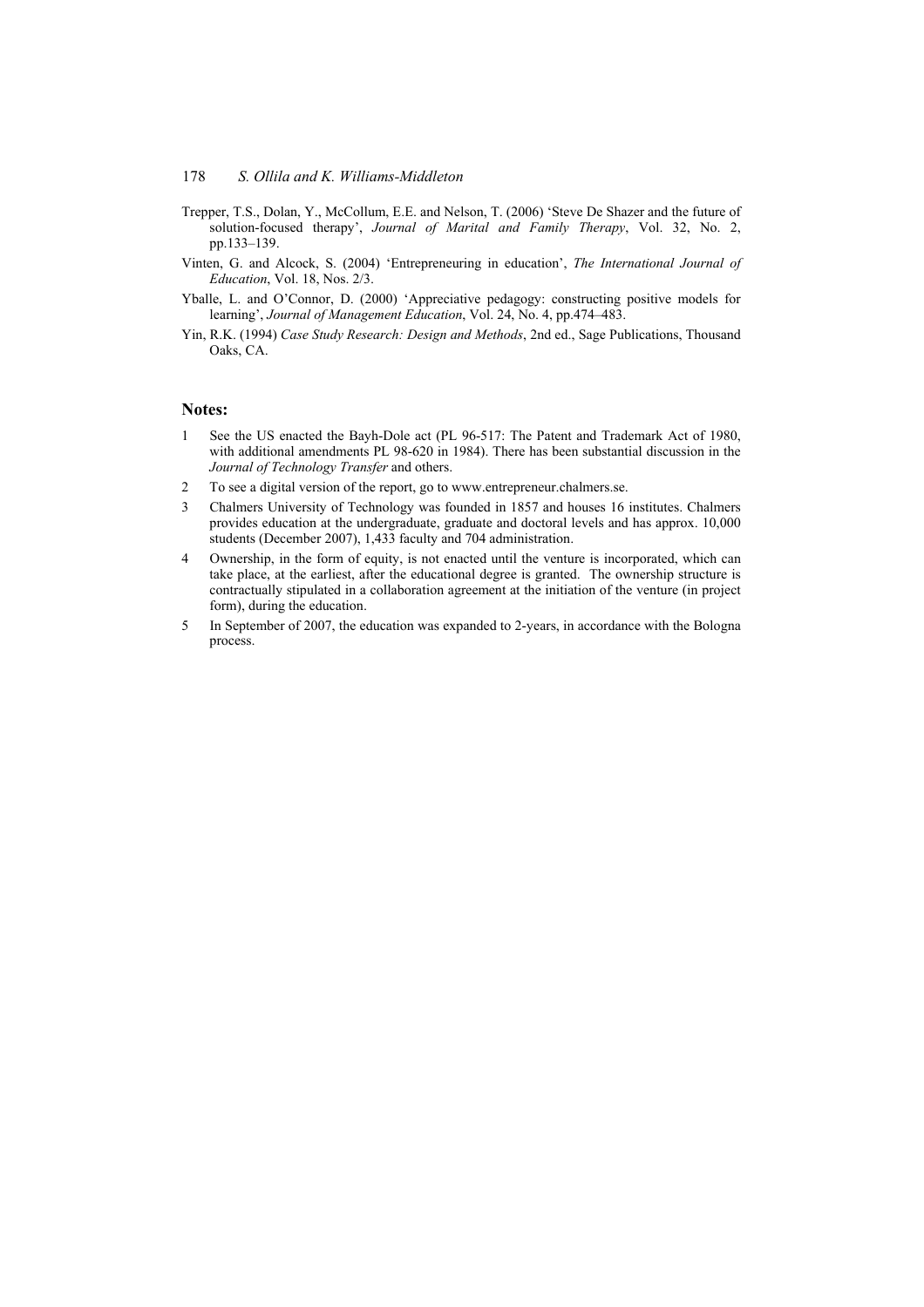Trepper, T.S., Dolan, Y., McCollum, E.E. and Nelson, T. (2006) 'Steve De Shazer and the future of solution-focused therapy', *Journal of Marital and Family Therapy*, Vol. 32, No. 2, pp.133–139.

Vinten, G. and Alcock, S. (2004) 'Entrepreneuring in education', *The International Journal of Education*, Vol. 18, Nos. 2/3.

Yballe, L. and O'Connor, D. (2000) 'Appreciative pedagogy: constructing positive models for learning', *Journal of Management Education*, Vol. 24, No. 4, pp.474–483.

Yin, R.K. (1994) *Case Study Research: Design and Methods*, 2nd ed., Sage Publications, Thousand Oaks, CA.

## Notes:

1. See the US enacted the Bayh-Dole act (PL 96-517: The Patent and Trademark Act of 1980, with additional amendments PL 98-620 in 1984). There has been substantial discussion in the *Journal of Technology Transfer* and others.
2. To see a digital version of the report, go to www.entrepreneur.chalmers.se.
3. Chalmers University of Technology was founded in 1857 and houses 16 institutes. Chalmers provides education at the undergraduate, graduate and doctoral levels and has approx. 10,000 students (December 2007), 1,433 faculty and 704 administration.
4. Ownership, in the form of equity, is not enacted until the venture is incorporated, which can take place, at the earliest, after the educational degree is granted. The ownership structure is contractually stipulated in a collaboration agreement at the initiation of the venture (in project form), during the education.
5. In September of 2007, the education was expanded to 2-years, in accordance with the Bologna process.